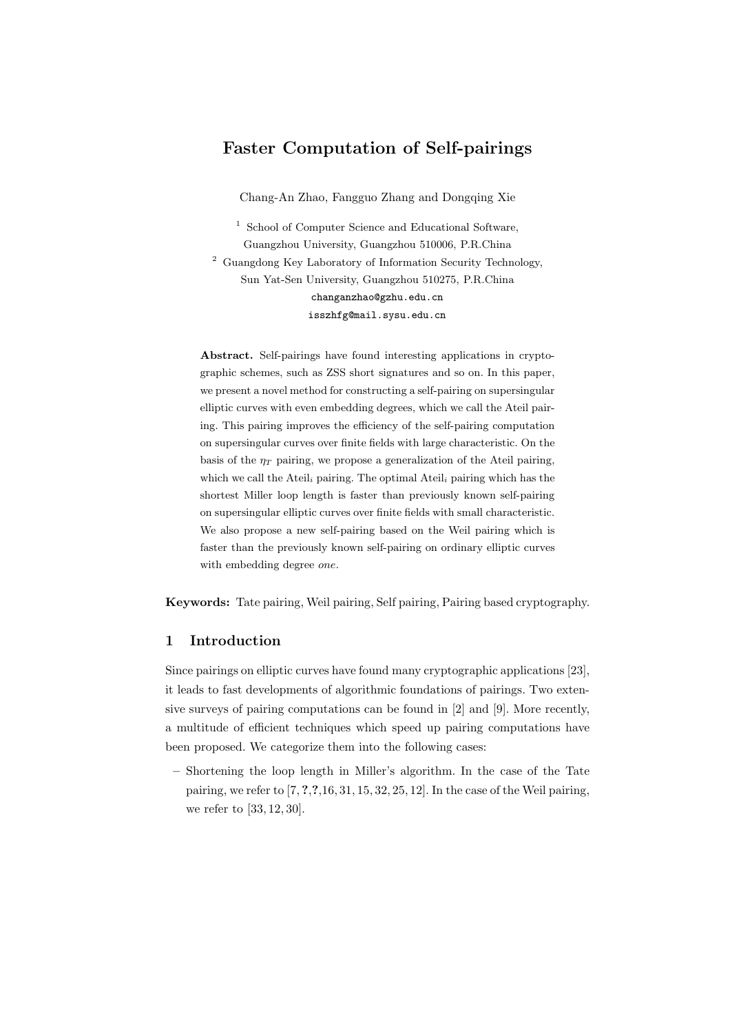# Faster Computation of Self-pairings

Chang-An Zhao, Fangguo Zhang and Dongqing Xie

[1] School of Computer Science and Educational Software, Guangzhou University, Guangzhou 510006, P.R.China

[2] Guangdong Key Laboratory of Information Security Technology, Sun Yat-Sen University, Guangzhou 510275, P.R.China

changanzhao@gzhu.edu.cn

isszhfg@mail.sysu.edu.cn

**Abstract.** Self-pairings have found interesting applications in cryptographic schemes, such as ZSS short signatures and so on. In this paper, we present a novel method for constructing a self-pairing on supersingular elliptic curves with even embedding degrees, which we call the Ateil pairing. This pairing improves the efficiency of the self-pairing computation on supersingular curves over finite fields with large characteristic. On the basis of the $\eta_T$ pairing, we propose a generalization of the Ateil pairing, which we call the Ateil$_i$ pairing. The optimal Ateil$_i$ pairing which has the shortest Miller loop length is faster than previously known self-pairing on supersingular elliptic curves over finite fields with small characteristic. We also propose a new self-pairing based on the Weil pairing which is faster than the previously known self-pairing on ordinary elliptic curves with embedding degree *one*.

**Keywords:** Tate pairing, Weil pairing, Self pairing, Pairing based cryptography.

## 1 Introduction

Since pairings on elliptic curves have found many cryptographic applications [23], it leads to fast developments of algorithmic foundations of pairings. Two extensive surveys of pairing computations can be found in [2] and [9]. More recently, a multitude of efficient techniques which speed up pairing computations have been proposed. We categorize them into the following cases:

- Shortening the loop length in Miller's algorithm. In the case of the Tate pairing, we refer to [7, **?**, **?**, 16, 31, 15, 32, 25, 12]. In the case of the Weil pairing, we refer to [33, 12, 30].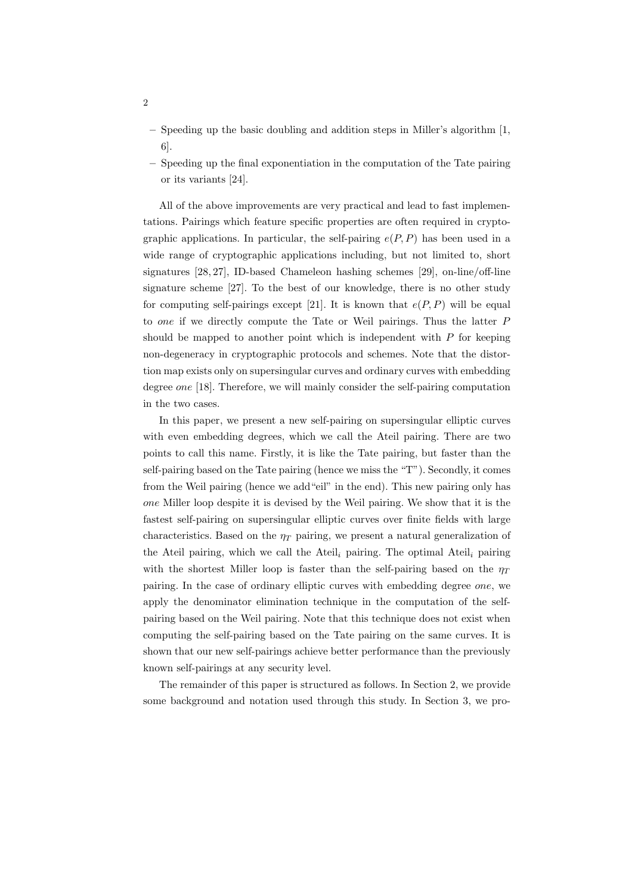- Speeding up the basic doubling and addition steps in Miller's algorithm [1, 6].
- Speeding up the final exponentiation in the computation of the Tate pairing or its variants [24].

All of the above improvements are very practical and lead to fast implementations. Pairings which feature specific properties are often required in cryptographic applications. In particular, the self-pairing $e(P, P)$ has been used in a wide range of cryptographic applications including, but not limited to, short signatures [28, 27], ID-based Chameleon hashing schemes [29], on-line/off-line signature scheme [27]. To the best of our knowledge, there is no other study for computing self-pairings except [21]. It is known that $e(P, P)$ will be equal to *one* if we directly compute the Tate or Weil pairings. Thus the latter $P$ should be mapped to another point which is independent with $P$ for keeping non-degeneracy in cryptographic protocols and schemes. Note that the distortion map exists only on supersingular curves and ordinary curves with embedding degree *one* [18]. Therefore, we will mainly consider the self-pairing computation in the two cases.

In this paper, we present a new self-pairing on supersingular elliptic curves with even embedding degrees, which we call the Ateil pairing. There are two points to call this name. Firstly, it is like the Tate pairing, but faster than the self-pairing based on the Tate pairing (hence we miss the "T"). Secondly, it comes from the Weil pairing (hence we add"eil" in the end). This new pairing only has *one* Miller loop despite it is devised by the Weil pairing. We show that it is the fastest self-pairing on supersingular elliptic curves over finite fields with large characteristics. Based on the $\eta_T$ pairing, we present a natural generalization of the Ateil pairing, which we call the Ateil$_i$ pairing. The optimal Ateil$_i$ pairing with the shortest Miller loop is faster than the self-pairing based on the $\eta_T$ pairing. In the case of ordinary elliptic curves with embedding degree *one*, we apply the denominator elimination technique in the computation of the self-pairing based on the Weil pairing. Note that this technique does not exist when computing the self-pairing based on the Tate pairing on the same curves. It is shown that our new self-pairings achieve better performance than the previously known self-pairings at any security level.

The remainder of this paper is structured as follows. In Section 2, we provide some background and notation used through this study. In Section 3, we pro-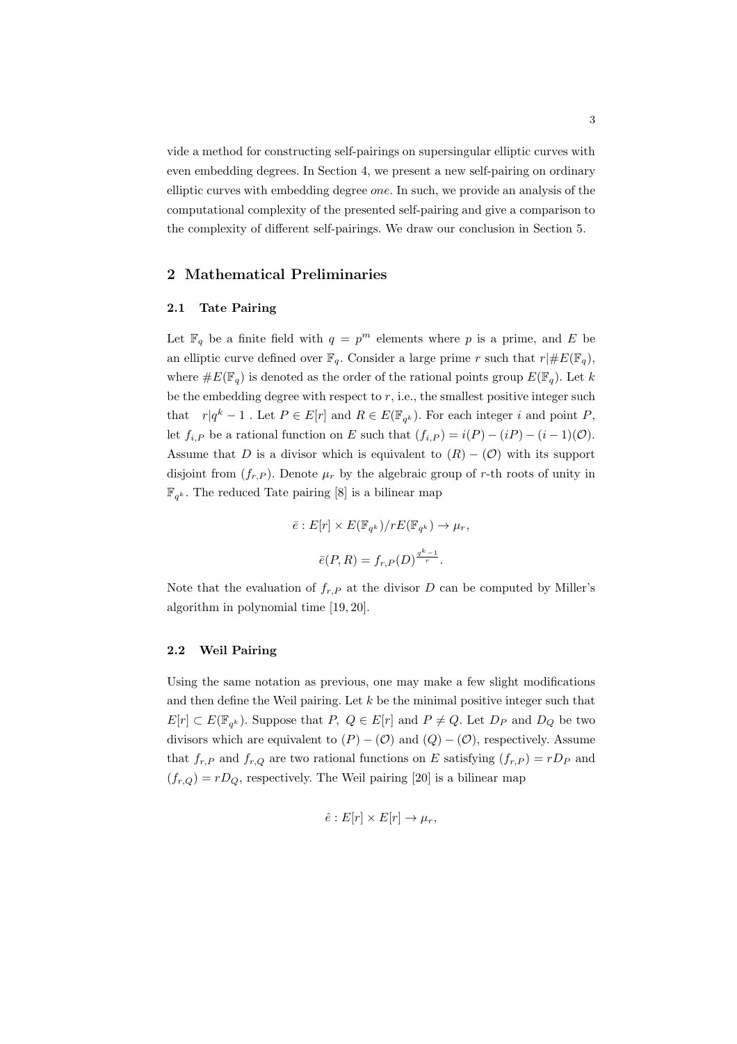vide a method for constructing self-pairings on supersingular elliptic curves with even embedding degrees. In Section 4, we present a new self-pairing on ordinary elliptic curves with embedding degree *one*. In such, we provide an analysis of the computational complexity of the presented self-pairing and give a comparison to the complexity of different self-pairings. We draw our conclusion in Section 5.

## 2 Mathematical Preliminaries

### 2.1 Tate Pairing

Let $\mathbb{F}_q$ be a finite field with $q = p^m$ elements where $p$ is a prime, and $E$ be an elliptic curve defined over $\mathbb{F}_q$. Consider a large prime $r$ such that $r | \#E(\mathbb{F}_q)$, where $\#E(\mathbb{F}_q)$ is denoted as the order of the rational points group $E(\mathbb{F}_q)$. Let $k$ be the embedding degree with respect to $r$, i.e., the smallest positive integer such that $r | q^k - 1$ . Let $P \in E[r]$ and $R \in E(\mathbb{F}_{q^k})$. For each integer $i$ and point $P$, let $f_{i,P}$ be a rational function on $E$ such that $(f_{i,P}) = i(P) - (iP) - (i-1)(\mathcal{O})$. Assume that $D$ is a divisor which is equivalent to $(R) - (\mathcal{O})$ with its support disjoint from $(f_{r,P})$. Denote $\mu_r$ by the algebraic group of $r$-th roots of unity in $\mathbb{F}_{q^k}$. The reduced Tate pairing [8] is a bilinear map

$$\bar{e} : E[r] \times E(\mathbb{F}_{q^k})/rE(\mathbb{F}_{q^k}) \to \mu_r,$$

$$\bar{e}(P, R) = f_{r,P}(D)^{\frac{q^k-1}{r}}.$$

Note that the evaluation of $f_{r,P}$ at the divisor $D$ can be computed by Miller's algorithm in polynomial time [19, 20].

### 2.2 Weil Pairing

Using the same notation as previous, one may make a few slight modifications and then define the Weil pairing. Let $k$ be the minimal positive integer such that $E[r] \subset E(\mathbb{F}_{q^k})$. Suppose that $P, Q \in E[r]$ and $P \neq Q$. Let $D_P$ and $D_Q$ be two divisors which are equivalent to $(P) - (\mathcal{O})$ and $(Q) - (\mathcal{O})$, respectively. Assume that $f_{r,P}$ and $f_{r,Q}$ are two rational functions on $E$ satisfying $(f_{r,P}) = rD_P$ and $(f_{r,Q}) = rD_Q$, respectively. The Weil pairing [20] is a bilinear map

$$\hat{e} : E[r] \times E[r] \to \mu_r,$$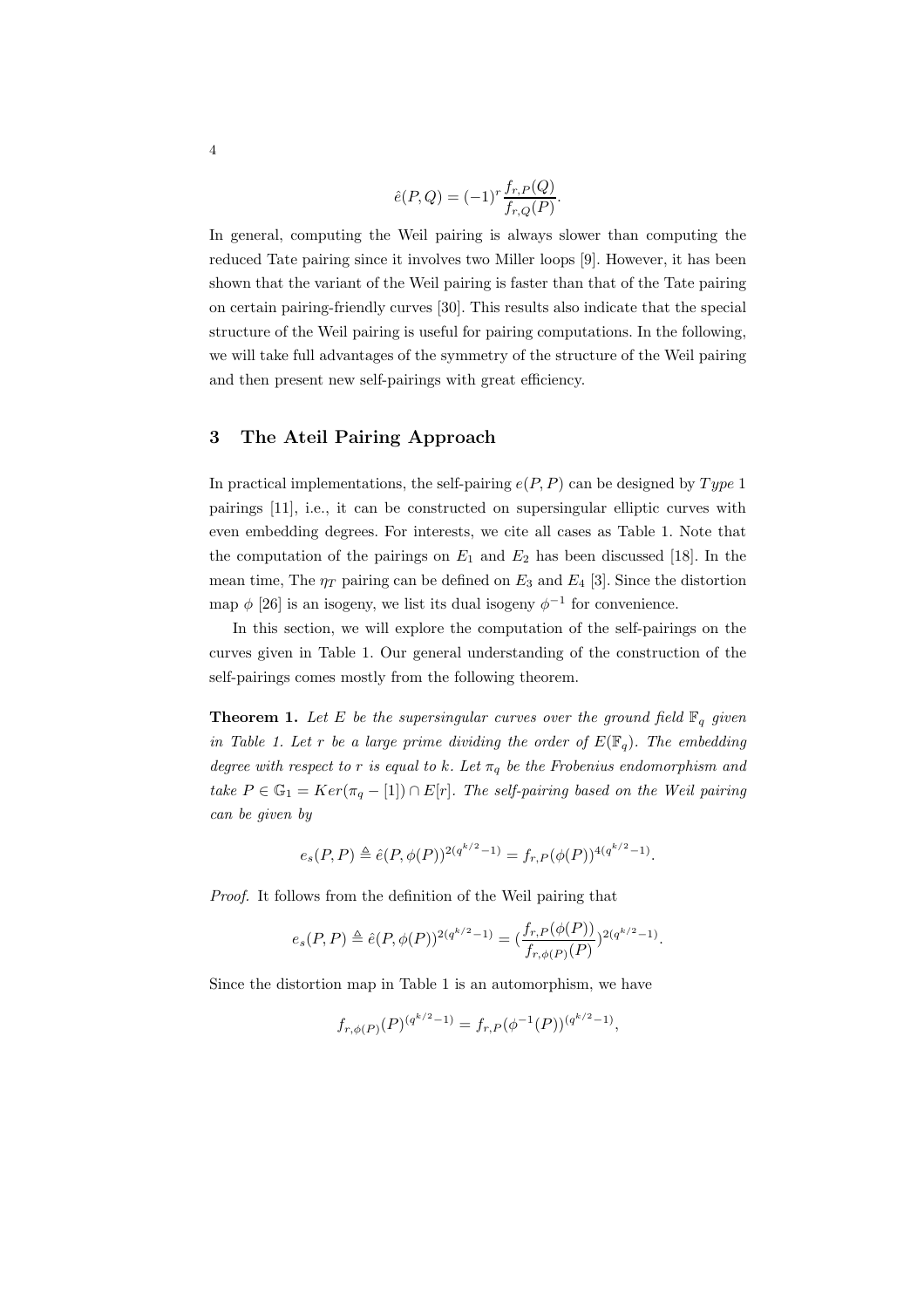$$\hat{e}(P,Q) = (-1)^r \frac{f_{r,P}(Q)}{f_{r,Q}(P)}.$$

In general, computing the Weil pairing is always slower than computing the reduced Tate pairing since it involves two Miller loops [9]. However, it has been shown that the variant of the Weil pairing is faster than that of the Tate pairing on certain pairing-friendly curves [30]. This results also indicate that the special structure of the Weil pairing is useful for pairing computations. In the following, we will take full advantages of the symmetry of the structure of the Weil pairing and then present new self-pairings with great efficiency.

## 3 The Ateil Pairing Approach

In practical implementations, the self-pairing $e(P,P)$ can be designed by $Type\ 1$ pairings [11], i.e., it can be constructed on supersingular elliptic curves with even embedding degrees. For interests, we cite all cases as Table 1. Note that the computation of the pairings on $E_1$ and $E_2$ has been discussed [18]. In the mean time, The $\eta_T$ pairing can be defined on $E_3$ and $E_4$ [3]. Since the distortion map $\phi$ [26] is an isogeny, we list its dual isogeny $\phi^{-1}$ for convenience.

In this section, we will explore the computation of the self-pairings on the curves given in Table 1. Our general understanding of the construction of the self-pairings comes mostly from the following theorem.

**Theorem 1.** *Let $E$ be the supersingular curves over the ground field $\mathbb{F}_q$ given in Table 1. Let $r$ be a large prime dividing the order of $E(\mathbb{F}_q)$. The embedding degree with respect to $r$ is equal to $k$. Let $\pi_q$ be the Frobenius endomorphism and take $P \in \mathbb{G}_1 = Ker(\pi_q - [1]) \cap E[r]$. The self-pairing based on the Weil pairing can be given by*

$$e_s(P,P) \triangleq \hat{e}(P,\phi(P))^{2(q^{k/2}-1)} = f_{r,P}(\phi(P))^{4(q^{k/2}-1)}.$$

*Proof.* It follows from the definition of the Weil pairing that

$$e_s(P,P) \triangleq \hat{e}(P,\phi(P))^{2(q^{k/2}-1)} = \left(\frac{f_{r,P}(\phi(P))}{f_{r,\phi(P)}(P)}\right)^{2(q^{k/2}-1)}.$$

Since the distortion map in Table 1 is an automorphism, we have

$$f_{r,\phi(P)}(P)^{(q^{k/2}-1)} = f_{r,P}(\phi^{-1}(P))^{(q^{k/2}-1)},$$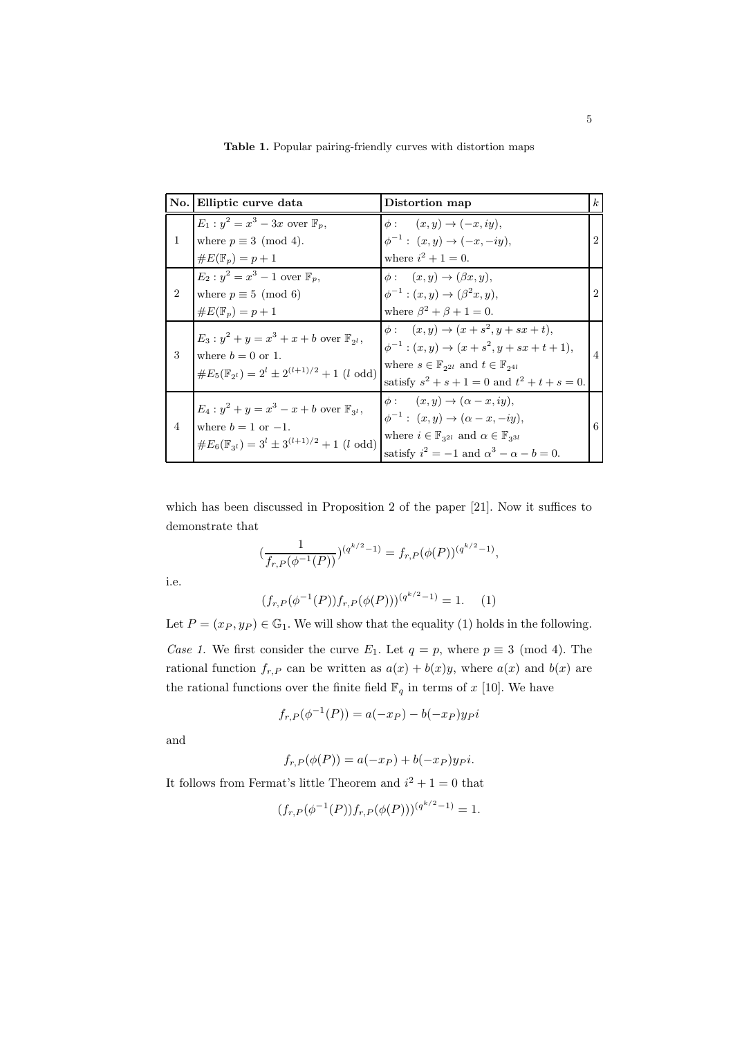**Table 1.** Popular pairing-friendly curves with distortion maps

| No. | Elliptic curve data | Distortion map | $k$ |
|---|---|---|---|
| 1 | $E_1 : y^2 = x^3 - 3x$ over $\mathbb{F}_p$, where $p \equiv 3 \pmod 4$. $\#E(\mathbb{F}_p) = p + 1$ | $\phi : \quad (x, y) \to (-x, iy)$, $\phi^{-1} : (x, y) \to (-x, -iy)$, where $i^2 + 1 = 0$. | 2 |
| 2 | $E_2 : y^2 = x^3 - 1$ over $\mathbb{F}_p$, where $p \equiv 5 \pmod 6$ $\#E(\mathbb{F}_p) = p + 1$ | $\phi : \quad (x, y) \to (\beta x, y)$, $\phi^{-1} : (x, y) \to (\beta^2 x, y)$, where $\beta^2 + \beta + 1 = 0$. | 2 |
| 3 | $E_3 : y^2 + y = x^3 + x + b$ over $\mathbb{F}_{2^l}$, where $b = 0$ or $1$. $\#E_5(\mathbb{F}_{2^l}) = 2^l \pm 2^{(l+1)/2} + 1$ ($l$ odd) | $\phi : \quad (x, y) \to (x + s^2, y + sx + t)$, $\phi^{-1} : (x, y) \to (x + s^2, y + sx + t + 1)$, where $s \in \mathbb{F}_{2^{2l}}$ and $t \in \mathbb{F}_{2^{4l}}$ satisfy $s^2 + s + 1 = 0$ and $t^2 + t + s = 0$. | 4 |
| 4 | $E_4 : y^2 + y = x^3 - x + b$ over $\mathbb{F}_{3^l}$, where $b = 1$ or $-1$. $\#E_6(\mathbb{F}_{3^l}) = 3^l \pm 3^{(l+1)/2} + 1$ ($l$ odd) | $\phi : \quad (x, y) \to (\alpha - x, iy)$, $\phi^{-1} : (x, y) \to (\alpha - x, -iy)$, where $i \in \mathbb{F}_{3^{2l}}$ and $\alpha \in \mathbb{F}_{3^{3l}}$ satisfy $i^2 = -1$ and $\alpha^3 - \alpha - b = 0$. | 6 |

which has been discussed in Proposition 2 of the paper [21]. Now it suffices to demonstrate that

$$\left(\frac{1}{f_{r,P}(\phi^{-1}(P))}\right)^{(q^{k/2}-1)} = f_{r,P}(\phi(P))^{(q^{k/2}-1)},$$

i.e.

$$(f_{r,P}(\phi^{-1}(P))f_{r,P}(\phi(P)))^{(q^{k/2}-1)} = 1. \quad (1)$$

Let $P = (x_P, y_P) \in \mathbb{G}_1$. We will show that the equality (1) holds in the following.

*Case 1.* We first consider the curve $E_1$. Let $q = p$, where $p \equiv 3 \pmod 4$. The rational function $f_{r,P}$ can be written as $a(x) + b(x)y$, where $a(x)$ and $b(x)$ are the rational functions over the finite field $\mathbb{F}_q$ in terms of $x$ [10]. We have

$$f_{r,P}(\phi^{-1}(P)) = a(-x_P) - b(-x_P)y_P i$$

and

$$f_{r,P}(\phi(P)) = a(-x_P) + b(-x_P)y_P i.$$

It follows from Fermat's little Theorem and $i^2 + 1 = 0$ that

$$(f_{r,P}(\phi^{-1}(P))f_{r,P}(\phi(P)))^{(q^{k/2}-1)} = 1.$$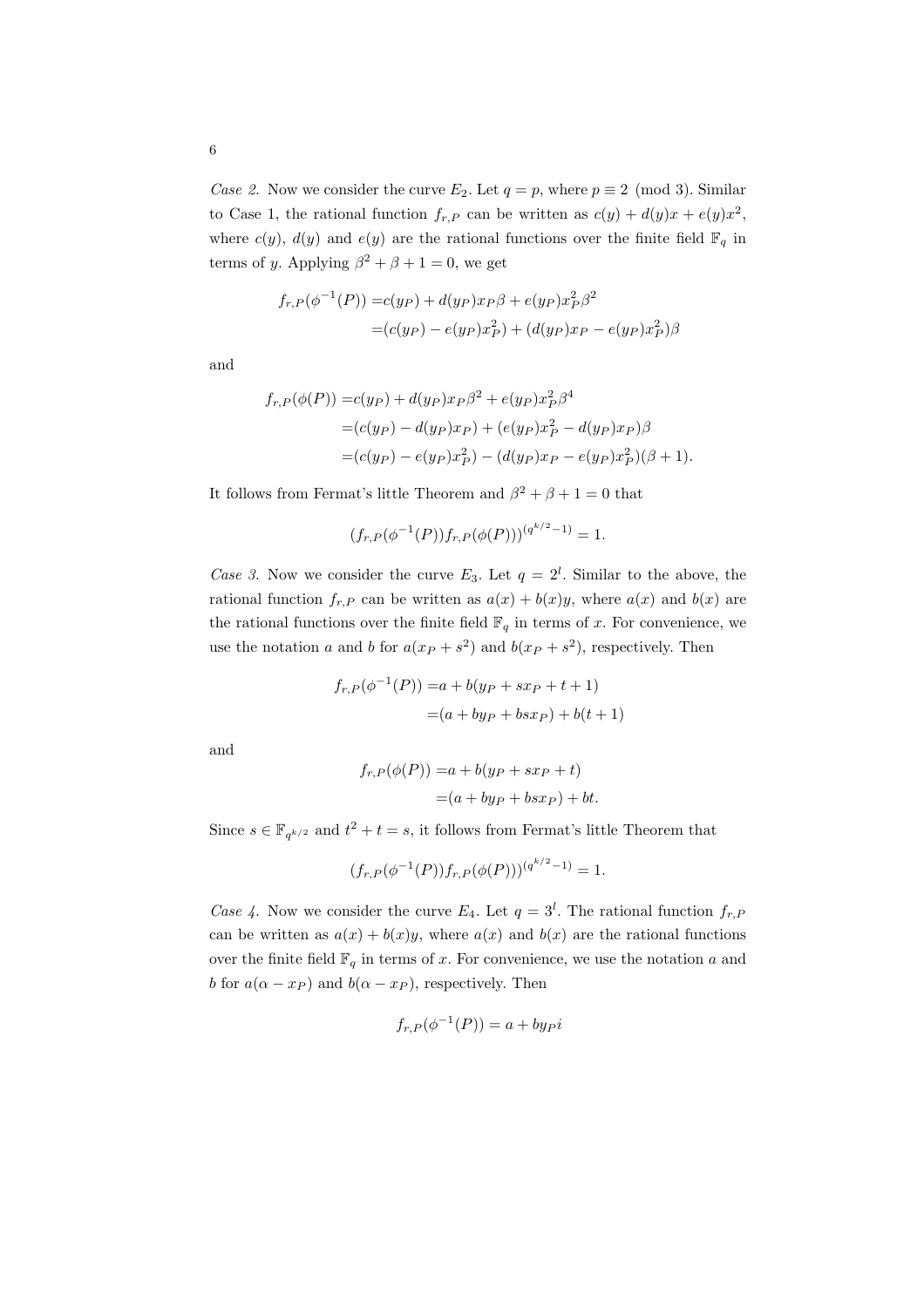*Case 2.* Now we consider the curve $E_2$. Let $q = p$, where $p \equiv 2 \pmod 3$. Similar to Case 1, the rational function $f_{r,P}$ can be written as $c(y) + d(y)x + e(y)x^2$, where $c(y)$, $d(y)$ and $e(y)$ are the rational functions over the finite field $\mathbb{F}_q$ in terms of $y$. Applying $\beta^2 + \beta + 1 = 0$, we get

$$
\begin{aligned}
f_{r,P}(\phi^{-1}(P)) =& c(y_P) + d(y_P)x_P\beta + e(y_P)x_P^2\beta^2 \\
=& (c(y_P) - e(y_P)x_P^2) + (d(y_P)x_P - e(y_P)x_P^2)\beta
\end{aligned}
$$

and

$$
\begin{aligned}
f_{r,P}(\phi(P)) =& c(y_P) + d(y_P)x_P\beta^2 + e(y_P)x_P^2\beta^4 \\
=& (c(y_P) - d(y_P)x_P) + (e(y_P)x_P^2 - d(y_P)x_P)\beta \\
=& (c(y_P) - e(y_P)x_P^2) - (d(y_P)x_P - e(y_P)x_P^2)(\beta + 1).
\end{aligned}
$$

It follows from Fermat's little Theorem and $\beta^2 + \beta + 1 = 0$ that

$$
(f_{r,P}(\phi^{-1}(P))f_{r,P}(\phi(P)))^{(q^{k/2}-1)} = 1.
$$

*Case 3.* Now we consider the curve $E_3$. Let $q = 2^l$. Similar to the above, the rational function $f_{r,P}$ can be written as $a(x) + b(x)y$, where $a(x)$ and $b(x)$ are the rational functions over the finite field $\mathbb{F}_q$ in terms of $x$. For convenience, we use the notation $a$ and $b$ for $a(x_P + s^2)$ and $b(x_P + s^2)$, respectively. Then

$$
\begin{aligned}
f_{r,P}(\phi^{-1}(P)) =& a + b(y_P + sx_P + t + 1) \\
=& (a + by_P + bsx_P) + b(t + 1)
\end{aligned}
$$

and

$$
\begin{aligned}
f_{r,P}(\phi(P)) =& a + b(y_P + sx_P + t) \\
=& (a + by_P + bsx_P) + bt.
\end{aligned}
$$

Since $s \in \mathbb{F}_{q^{k/2}}$ and $t^2 + t = s$, it follows from Fermat's little Theorem that

$$
(f_{r,P}(\phi^{-1}(P))f_{r,P}(\phi(P)))^{(q^{k/2}-1)} = 1.
$$

*Case 4.* Now we consider the curve $E_4$. Let $q = 3^l$. The rational function $f_{r,P}$ can be written as $a(x) + b(x)y$, where $a(x)$ and $b(x)$ are the rational functions over the finite field $\mathbb{F}_q$ in terms of $x$. For convenience, we use the notation $a$ and $b$ for $a(\alpha - x_P)$ and $b(\alpha - x_P)$, respectively. Then

$$
f_{r,P}(\phi^{-1}(P)) = a + by_P i
$$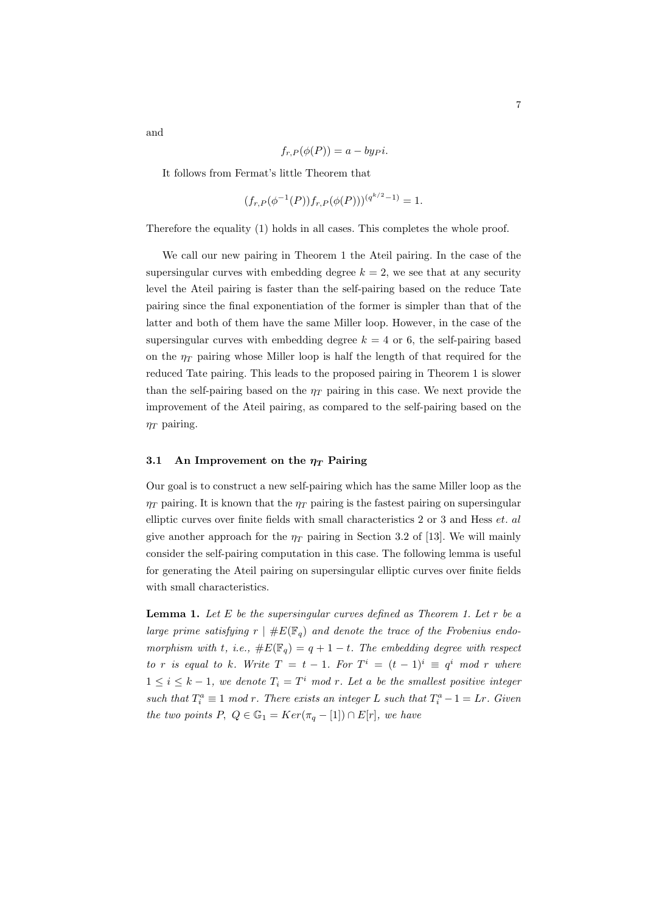and

$$f_{r,P}(\phi(P)) = a - by_P i.$$

It follows from Fermat's little Theorem that

$$(f_{r,P}(\phi^{-1}(P))f_{r,P}(\phi(P)))^{(q^{k/2}-1)} = 1.$$

Therefore the equality (1) holds in all cases. This completes the whole proof.

We call our new pairing in Theorem 1 the Ateil pairing. In the case of the supersingular curves with embedding degree $k = 2$, we see that at any security level the Ateil pairing is faster than the self-pairing based on the reduce Tate pairing since the final exponentiation of the former is simpler than that of the latter and both of them have the same Miller loop. However, in the case of the supersingular curves with embedding degree $k = 4$ or 6, the self-pairing based on the $\eta_T$ pairing whose Miller loop is half the length of that required for the reduced Tate pairing. This leads to the proposed pairing in Theorem 1 is slower than the self-pairing based on the $\eta_T$ pairing in this case. We next provide the improvement of the Ateil pairing, as compared to the self-pairing based on the $\eta_T$ pairing.

### 3.1 An Improvement on the $\eta_T$ Pairing

Our goal is to construct a new self-pairing which has the same Miller loop as the $\eta_T$ pairing. It is known that the $\eta_T$ pairing is the fastest pairing on supersingular elliptic curves over finite fields with small characteristics 2 or 3 and Hess *et. al* give another approach for the $\eta_T$ pairing in Section 3.2 of [13]. We will mainly consider the self-pairing computation in this case. The following lemma is useful for generating the Ateil pairing on supersingular elliptic curves over finite fields with small characteristics.

**Lemma 1.** *Let $E$ be the supersingular curves defined as Theorem 1. Let $r$ be a large prime satisfying $r \mid \#E(\mathbb{F}_q)$ and denote the trace of the Frobenius endomorphism with $t$, i.e., $\#E(\mathbb{F}_q) = q + 1 - t$. The embedding degree with respect to $r$ is equal to $k$. Write $T = t - 1$. For $T^i = (t-1)^i \equiv q^i \bmod r$ where $1 \le i \le k-1$, we denote $T_i = T^i \bmod r$. Let $a$ be the smallest positive integer such that $T_i^a \equiv 1 \bmod r$. There exists an integer $L$ such that $T_i^a - 1 = Lr$. Given the two points $P,\ Q \in \mathbb{G}_1 = Ker(\pi_q - [1]) \cap E[r]$, we have*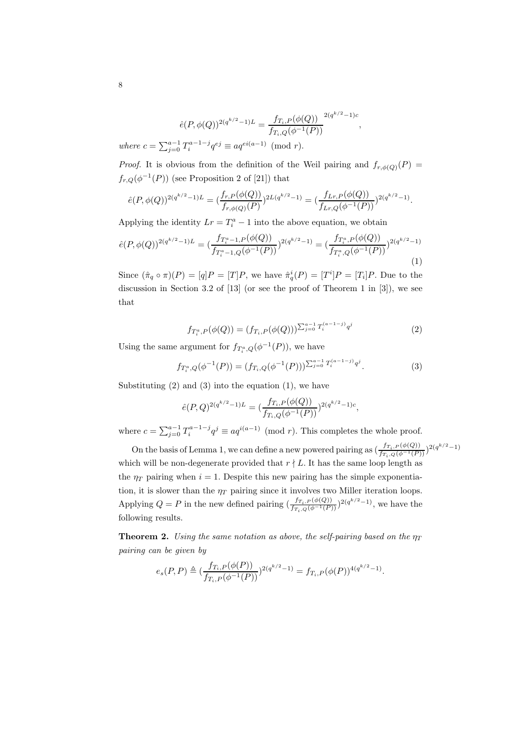$$\hat{e}(P,\phi(Q))^{2(q^{k/2}-1)L} = \frac{f_{T_i,P}(\phi(Q))}{f_{T_i,Q}(\phi^{-1}(P))}^{2(q^{k/2}-1)c},$$

*where* $c = \sum_{j=0}^{a-1} T_i^{a-1-j} q^{ej} \equiv a q^{ei(a-1)} \pmod{r}$.

*Proof.* It is obvious from the definition of the Weil pairing and $f_{r,\phi(Q)}(P) = f_{r,Q}(\phi^{-1}(P))$ (see Proposition 2 of [21]) that

$$\hat{e}(P,\phi(Q))^{2(q^{k/2}-1)L} = (\frac{f_{r,P}(\phi(Q))}{f_{r,\phi(Q)}(P)})^{2L(q^{k/2}-1)} = (\frac{f_{Lr,P}(\phi(Q))}{f_{Lr,Q}(\phi^{-1}(P))})^{2(q^{k/2}-1)}.$$

Applying the identity $Lr = T_i^a - 1$ into the above equation, we obtain

$$\hat{e}(P,\phi(Q))^{2(q^{k/2}-1)L} = (\frac{f_{T_i^a-1,P}(\phi(Q))}{f_{T_i^a-1,Q}(\phi^{-1}(P))})^{2(q^{k/2}-1)} = (\frac{f_{T_i^a,P}(\phi(Q))}{f_{T_i^a,Q}(\phi^{-1}(P))})^{2(q^{k/2}-1)} \tag{1}$$

Since $(\hat{\pi}_q \circ \pi)(P) = [q]P = [T]P$, we have $\hat{\pi}_q^i(P) = [T^i]P = [T_i]P$. Due to the discussion in Section 3.2 of [13] (or see the proof of Theorem 1 in [3]), we see that

$$f_{T_i^a,P}(\phi(Q)) = (f_{T_i,P}(\phi(Q)))^{\sum_{j=0}^{a-1} T_i^{(a-1-j)} q^j} \tag{2}$$

Using the same argument for $f_{T_i^a,Q}(\phi^{-1}(P))$, we have

$$f_{T_i^a,Q}(\phi^{-1}(P)) = (f_{T_i,Q}(\phi^{-1}(P)))^{\sum_{j=0}^{a-1} T_i^{(a-1-j)} q^j}. \tag{3}$$

Substituting (2) and (3) into the equation (1), we have

$$\hat{e}(P,Q)^{2(q^{k/2}-1)L} = (\frac{f_{T_i,P}(\phi(Q))}{f_{T_i,Q}(\phi^{-1}(P))})^{2(q^{k/2}-1)c},$$

where $c = \sum_{j=0}^{a-1} T_i^{a-1-j} q^j \equiv a q^{i(a-1)} \pmod{r}$. This completes the whole proof.

On the basis of Lemma 1, we can define a new powered pairing as $(\frac{f_{T_i,P}(\phi(Q))}{f_{T_i,Q}(\phi^{-1}(P))})^{2(q^{k/2}-1)}$ which will be non-degenerate provided that $r \nmid L$. It has the same loop length as the $\eta_T$ pairing when $i = 1$. Despite this new pairing has the simple exponentiation, it is slower than the $\eta_T$ pairing since it involves two Miller iteration loops. Applying $Q = P$ in the new defined pairing $(\frac{f_{T_i,P}(\phi(Q))}{f_{T_i,Q}(\phi^{-1}(P))})^{2(q^{k/2}-1)}$, we have the following results.

**Theorem 2.** *Using the same notation as above, the self-pairing based on the $\eta_T$ pairing can be given by*

$$e_s(P,P) \triangleq (\frac{f_{T_i,P}(\phi(P))}{f_{T_i,P}(\phi^{-1}(P))})^{2(q^{k/2}-1)} = f_{T_i,P}(\phi(P))^{4(q^{k/2}-1)}.$$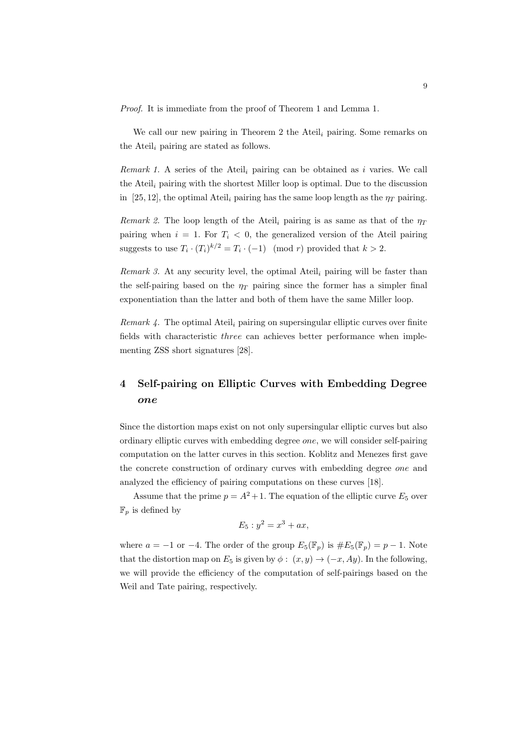*Proof.* It is immediate from the proof of Theorem 1 and Lemma 1.

We call our new pairing in Theorem 2 the $\text{Ateil}_i$ pairing. Some remarks on the $\text{Ateil}_i$ pairing are stated as follows.

*Remark 1.* A series of the $\text{Ateil}_i$ pairing can be obtained as $i$ varies. We call the $\text{Ateil}_i$ pairing with the shortest Miller loop is optimal. Due to the discussion in [25, 12], the optimal $\text{Ateil}_i$ pairing has the same loop length as the $\eta_T$ pairing.

*Remark 2.* The loop length of the $\text{Ateil}_i$ pairing is as same as that of the $\eta_T$ pairing when $i = 1$. For $T_i < 0$, the generalized version of the Ateil pairing suggests to use $T_i \cdot (T_i)^{k/2} = T_i \cdot (-1) \pmod r$ provided that $k > 2$.

*Remark 3.* At any security level, the optimal $\text{Ateil}_i$ pairing will be faster than the self-pairing based on the $\eta_T$ pairing since the former has a simpler final exponentiation than the latter and both of them have the same Miller loop.

*Remark 4.* The optimal $\text{Ateil}_i$ pairing on supersingular elliptic curves over finite fields with characteristic *three* can achieves better performance when implementing ZSS short signatures [28].

## 4 Self-pairing on Elliptic Curves with Embedding Degree *one*

Since the distortion maps exist on not only supersingular elliptic curves but also ordinary elliptic curves with embedding degree *one*, we will consider self-pairing computation on the latter curves in this section. Koblitz and Menezes first gave the concrete construction of ordinary curves with embedding degree *one* and analyzed the efficiency of pairing computations on these curves [18].

Assume that the prime $p = A^2 + 1$. The equation of the elliptic curve $E_5$ over $\mathbb{F}_p$ is defined by

$$E_5 : y^2 = x^3 + ax,$$

where $a = -1$ or $-4$. The order of the group $E_5(\mathbb{F}_p)$ is $\#E_5(\mathbb{F}_p) = p - 1$. Note that the distortion map on $E_5$ is given by $\phi : \ (x, y) \to (-x, Ay)$. In the following, we will provide the efficiency of the computation of self-pairings based on the Weil and Tate pairing, respectively.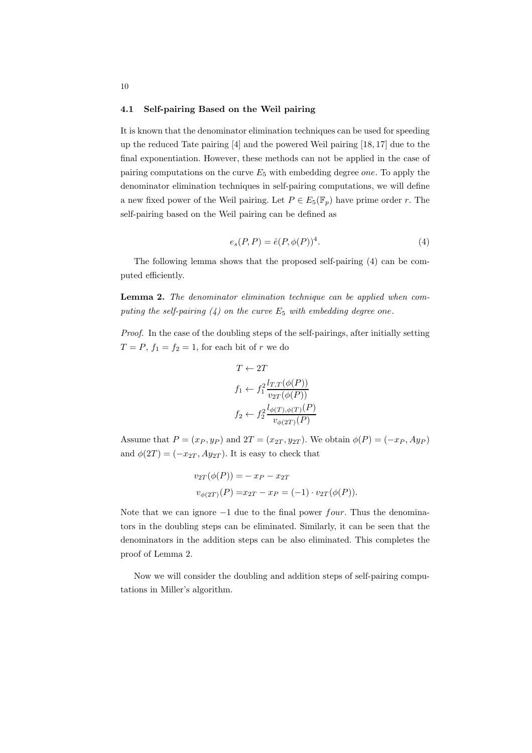### 4.1 Self-pairing Based on the Weil pairing

It is known that the denominator elimination techniques can be used for speeding up the reduced Tate pairing [4] and the powered Weil pairing [18, 17] due to the final exponentiation. However, these methods can not be applied in the case of pairing computations on the curve $E_5$ with embedding degree *one*. To apply the denominator elimination techniques in self-pairing computations, we will define a new fixed power of the Weil pairing. Let $P \in E_5(\mathbb{F}_p)$ have prime order $r$. The self-pairing based on the Weil pairing can be defined as

$$e_s(P, P) = \hat{e}(P, \phi(P))^4. \tag{4}$$

The following lemma shows that the proposed self-pairing (4) can be computed efficiently.

**Lemma 2.** *The denominator elimination technique can be applied when computing the self-pairing (4) on the curve $E_5$ with embedding degree one.*

*Proof.* In the case of the doubling steps of the self-pairings, after initially setting $T = P$, $f_1 = f_2 = 1$, for each bit of $r$ we do

$$\begin{aligned}
&T \leftarrow 2T \\
&f_1 \leftarrow f_1^2 \frac{l_{T,T}(\phi(P))}{v_{2T}(\phi(P))} \\
&f_2 \leftarrow f_2^2 \frac{l_{\phi(T),\phi(T)}(P)}{v_{\phi(2T)}(P)}
\end{aligned}$$

Assume that $P = (x_P, y_P)$ and $2T = (x_{2T}, y_{2T})$. We obtain $\phi(P) = (-x_P, Ay_P)$ and $\phi(2T) = (-x_{2T}, Ay_{2T})$. It is easy to check that

$$\begin{aligned}
v_{2T}(\phi(P)) &= -x_P - x_{2T} \\
v_{\phi(2T)}(P) &= x_{2T} - x_P = (-1) \cdot v_{2T}(\phi(P)).
\end{aligned}$$

Note that we can ignore $-1$ due to the final power $four$. Thus the denominators in the doubling steps can be eliminated. Similarly, it can be seen that the denominators in the addition steps can be also eliminated. This completes the proof of Lemma 2.

Now we will consider the doubling and addition steps of self-pairing computations in Miller's algorithm.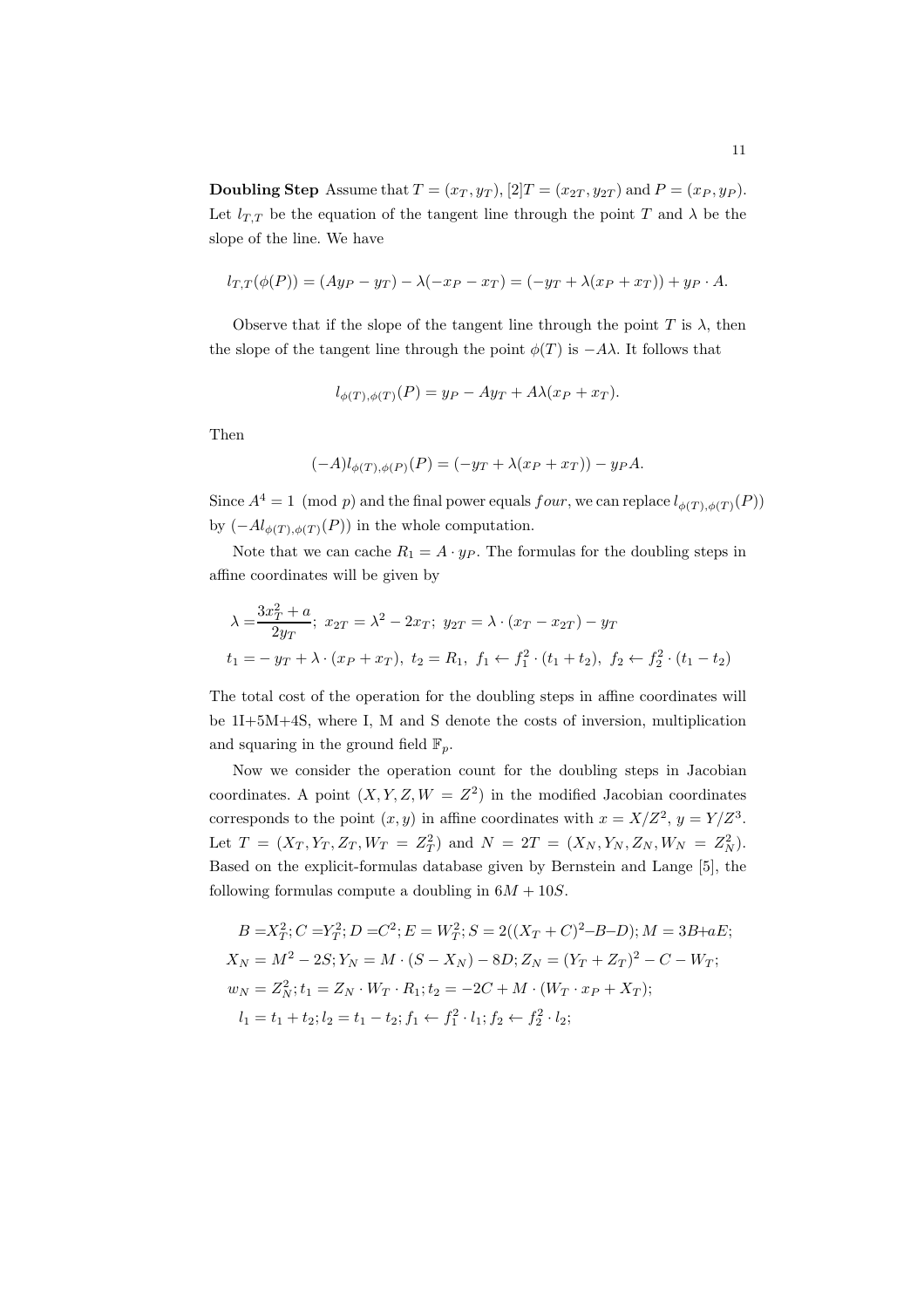**Doubling Step** Assume that $T = (x_T, y_T)$, $[2]T = (x_{2T}, y_{2T})$ and $P = (x_P, y_P)$. Let $l_{T,T}$ be the equation of the tangent line through the point $T$ and $\lambda$ be the slope of the line. We have

$$l_{T,T}(\phi(P)) = (Ay_P - y_T) - \lambda(-x_P - x_T) = (-y_T + \lambda(x_P + x_T)) + y_P \cdot A.$$

Observe that if the slope of the tangent line through the point $T$ is $\lambda$, then the slope of the tangent line through the point $\phi(T)$ is $-A\lambda$. It follows that

$$l_{\phi(T),\phi(T)}(P) = y_P - Ay_T + A\lambda(x_P + x_T).$$

Then

$$(-A)l_{\phi(T),\phi(P)}(P) = (-y_T + \lambda(x_P + x_T)) - y_P A.$$

Since $A^4 = 1 \pmod p$ and the final power equals $four$, we can replace $l_{\phi(T),\phi(T)}(P))$ by $(-Al_{\phi(T),\phi(T)}(P))$ in the whole computation.

Note that we can cache $R_1 = A \cdot y_P$. The formulas for the doubling steps in affine coordinates will be given by

$$\lambda = \frac{3x_T^2 + a}{2y_T};\ x_{2T} = \lambda^2 - 2x_T;\ y_{2T} = \lambda \cdot (x_T - x_{2T}) - y_T$$

$$t_1 = -y_T + \lambda \cdot (x_P + x_T),\ t_2 = R_1,\ f_1 \leftarrow f_1^2 \cdot (t_1 + t_2),\ f_2 \leftarrow f_2^2 \cdot (t_1 - t_2)$$

The total cost of the operation for the doubling steps in affine coordinates will be 1I+5M+4S, where I, M and S denote the costs of inversion, multiplication and squaring in the ground field $\mathbb{F}_p$.

Now we consider the operation count for the doubling steps in Jacobian coordinates. A point $(X, Y, Z, W = Z^2)$ in the modified Jacobian coordinates corresponds to the point $(x, y)$ in affine coordinates with $x = X/Z^2$, $y = Y/Z^3$. Let $T = (X_T, Y_T, Z_T, W_T = Z_T^2)$ and $N = 2T = (X_N, Y_N, Z_N, W_N = Z_N^2)$. Based on the explicit-formulas database given by Bernstein and Lange [5], the following formulas compute a doubling in $6M + 10S$.

$$B = X_T^2; C = Y_T^2; D = C^2; E = W_T^2; S = 2((X_T + C)^2 - B - D); M = 3B + aE;$$

$$X_N = M^2 - 2S; Y_N = M \cdot (S - X_N) - 8D; Z_N = (Y_T + Z_T)^2 - C - W_T;$$

$$w_N = Z_N^2; t_1 = Z_N \cdot W_T \cdot R_1; t_2 = -2C + M \cdot (W_T \cdot x_P + X_T);$$

$$l_1 = t_1 + t_2; l_2 = t_1 - t_2; f_1 \leftarrow f_1^2 \cdot l_1; f_2 \leftarrow f_2^2 \cdot l_2;$$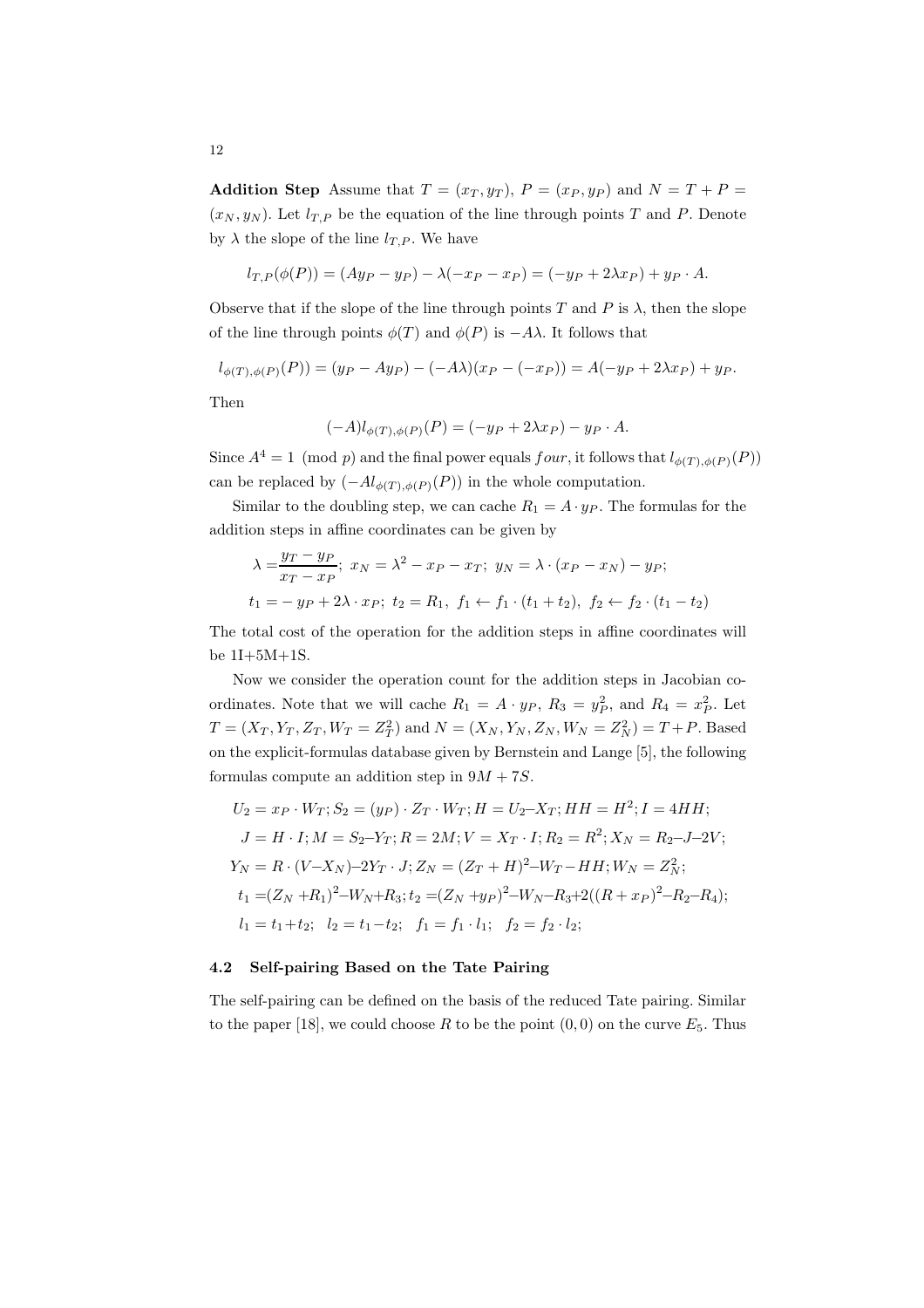**Addition Step** Assume that $T = (x_T, y_T)$, $P = (x_P, y_P)$ and $N = T + P = (x_N, y_N)$. Let $l_{T,P}$ be the equation of the line through points $T$ and $P$. Denote by $\lambda$ the slope of the line $l_{T,P}$. We have

$$l_{T,P}(\phi(P)) = (Ay_P - y_P) - \lambda(-x_P - x_P) = (-y_P + 2\lambda x_P) + y_P \cdot A.$$

Observe that if the slope of the line through points $T$ and $P$ is $\lambda$, then the slope of the line through points $\phi(T)$ and $\phi(P)$ is $-A\lambda$. It follows that

$$l_{\phi(T),\phi(P)}(P)) = (y_P - Ay_P) - (-A\lambda)(x_P - (-x_P)) = A(-y_P + 2\lambda x_P) + y_P.$$

Then

$$(-A)l_{\phi(T),\phi(P)}(P) = (-y_P + 2\lambda x_P) - y_P \cdot A.$$

Since $A^4 = 1 \pmod p$ and the final power equals $four$, it follows that $l_{\phi(T),\phi(P)}(P))$ can be replaced by $(-Al_{\phi(T),\phi(P)}(P))$ in the whole computation.

Similar to the doubling step, we can cache $R_1 = A \cdot y_P$. The formulas for the addition steps in affine coordinates can be given by

$$\lambda = \frac{y_T - y_P}{x_T - x_P};\ x_N = \lambda^2 - x_P - x_T;\ y_N = \lambda \cdot (x_P - x_N) - y_P;$$

$$t_1 = -y_P + 2\lambda \cdot x_P;\ t_2 = R_1,\ f_1 \leftarrow f_1 \cdot (t_1 + t_2),\ f_2 \leftarrow f_2 \cdot (t_1 - t_2)$$

The total cost of the operation for the addition steps in affine coordinates will be 1I+5M+1S.

Now we consider the operation count for the addition steps in Jacobian coordinates. Note that we will cache $R_1 = A \cdot y_P$, $R_3 = y_P^2$, and $R_4 = x_P^2$. Let $T = (X_T, Y_T, Z_T, W_T = Z_T^2)$ and $N = (X_N, Y_N, Z_N, W_N = Z_N^2) = T + P$. Based on the explicit-formulas database given by Bernstein and Lange [5], the following formulas compute an addition step in $9M + 7S$.

$$U_2 = x_P \cdot W_T; S_2 = (y_P) \cdot Z_T \cdot W_T; H = U_2 - X_T; HH = H^2; I = 4HH;$$

$$J = H \cdot I; M = S_2 - Y_T; R = 2M; V = X_T \cdot I; R_2 = R^2; X_N = R_2 - J - 2V;$$

$$Y_N = R \cdot (V - X_N) - 2Y_T \cdot J; Z_N = (Z_T + H)^2 - W_T - HH; W_N = Z_N^2;$$

$$t_1 = (Z_N + R_1)^2 - W_N + R_3; t_2 = (Z_N + y_P)^2 - W_N - R_3 + 2((R + x_P)^2 - R_2 - R_4);$$

$$l_1 = t_1 + t_2;\quad l_2 = t_1 - t_2;\quad f_1 = f_1 \cdot l_1;\quad f_2 = f_2 \cdot l_2;$$

### 4.2 Self-pairing Based on the Tate Pairing

The self-pairing can be defined on the basis of the reduced Tate pairing. Similar to the paper [18], we could choose $R$ to be the point $(0, 0)$ on the curve $E_5$. Thus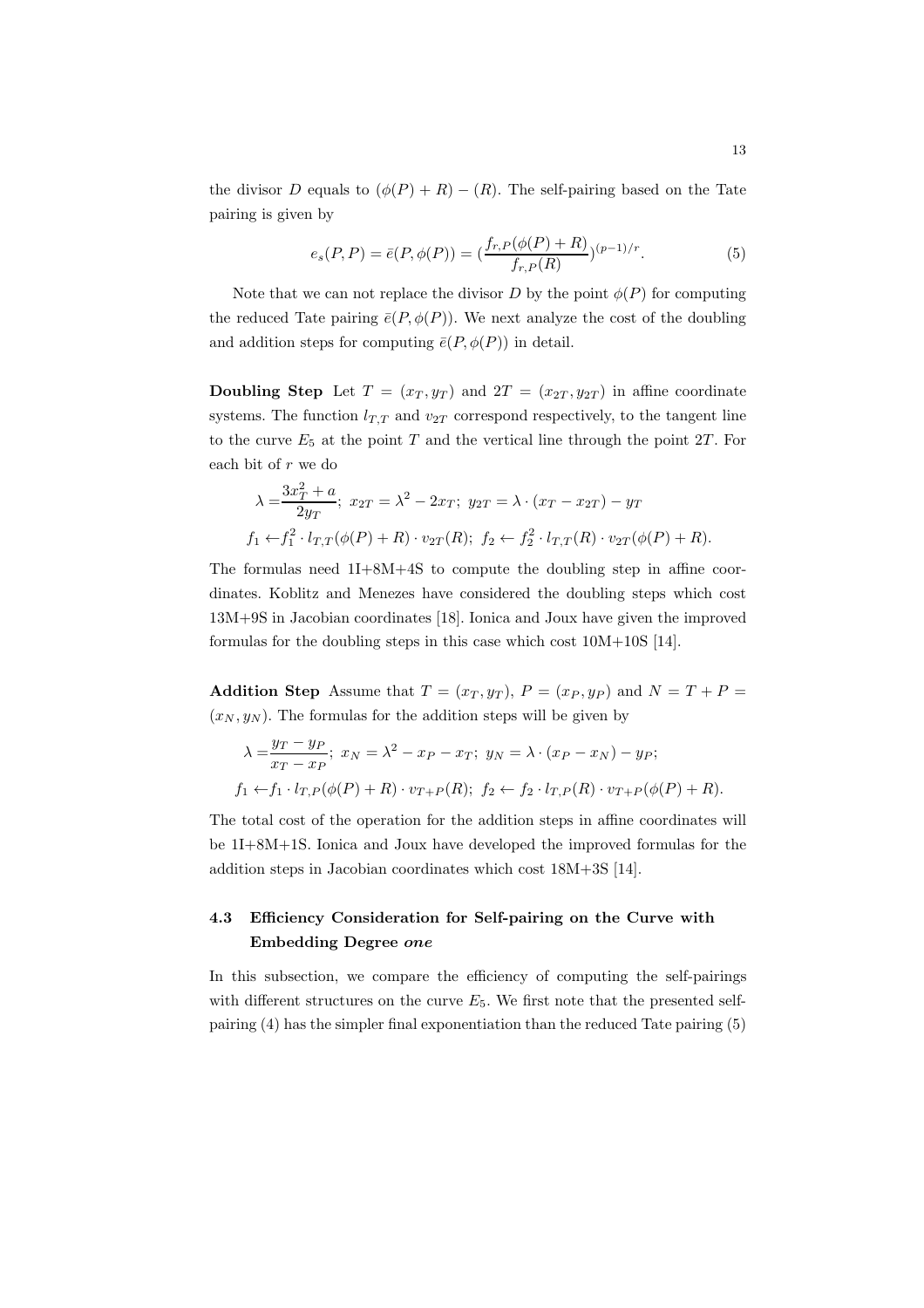the divisor $D$ equals to $(\phi(P) + R) - (R)$. The self-pairing based on the Tate pairing is given by

$$e_s(P, P) = \bar{e}(P, \phi(P)) = (\frac{f_{r,P}(\phi(P) + R)}{f_{r,P}(R)})^{(p-1)/r}. \tag{5}$$

Note that we can not replace the divisor $D$ by the point $\phi(P)$ for computing the reduced Tate pairing $\bar{e}(P, \phi(P))$. We next analyze the cost of the doubling and addition steps for computing $\bar{e}(P, \phi(P))$ in detail.

**Doubling Step** Let $T = (x_T, y_T)$ and $2T = (x_{2T}, y_{2T})$ in affine coordinate systems. The function $l_{T,T}$ and $v_{2T}$ correspond respectively, to the tangent line to the curve $E_5$ at the point $T$ and the vertical line through the point $2T$. For each bit of $r$ we do

$$\lambda = \frac{3x_T^2 + a}{2y_T};\ x_{2T} = \lambda^2 - 2x_T;\ y_{2T} = \lambda \cdot (x_T - x_{2T}) - y_T$$

$$f_1 \leftarrow f_1^2 \cdot l_{T,T}(\phi(P) + R) \cdot v_{2T}(R);\ f_2 \leftarrow f_2^2 \cdot l_{T,T}(R) \cdot v_{2T}(\phi(P) + R).$$

The formulas need 1I+8M+4S to compute the doubling step in affine coordinates. Koblitz and Menezes have considered the doubling steps which cost 13M+9S in Jacobian coordinates [18]. Ionica and Joux have given the improved formulas for the doubling steps in this case which cost 10M+10S [14].

**Addition Step** Assume that $T = (x_T, y_T)$, $P = (x_P, y_P)$ and $N = T + P = (x_N, y_N)$. The formulas for the addition steps will be given by

$$\lambda = \frac{y_T - y_P}{x_T - x_P};\ x_N = \lambda^2 - x_P - x_T;\ y_N = \lambda \cdot (x_P - x_N) - y_P;$$

$$f_1 \leftarrow f_1 \cdot l_{T,P}(\phi(P) + R) \cdot v_{T+P}(R);\ f_2 \leftarrow f_2 \cdot l_{T,P}(R) \cdot v_{T+P}(\phi(P) + R).$$

The total cost of the operation for the addition steps in affine coordinates will be 1I+8M+1S. Ionica and Joux have developed the improved formulas for the addition steps in Jacobian coordinates which cost 18M+3S [14].

### 4.3 Efficiency Consideration for Self-pairing on the Curve with Embedding Degree *one*

In this subsection, we compare the efficiency of computing the self-pairings with different structures on the curve $E_5$. We first note that the presented self-pairing (4) has the simpler final exponentiation than the reduced Tate pairing (5)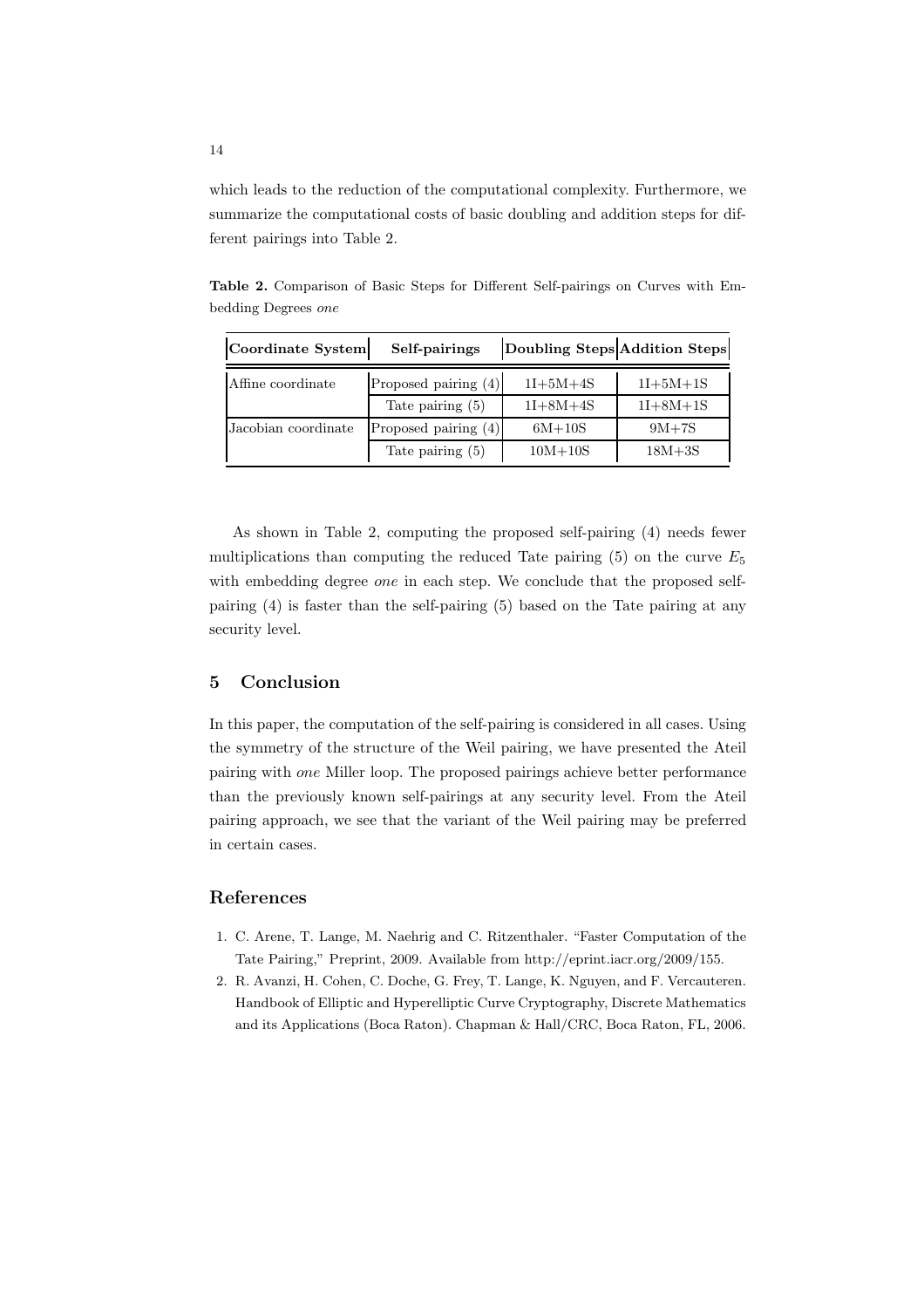which leads to the reduction of the computational complexity. Furthermore, we summarize the computational costs of basic doubling and addition steps for different pairings into Table 2.

**Table 2.** Comparison of Basic Steps for Different Self-pairings on Curves with Embedding Degrees *one*

| Coordinate System | Self-pairings | Doubling Steps | Addition Steps |
|---|---|---|---|
| Affine coordinate | Proposed pairing (4) | 1I+5M+4S | 1I+5M+1S |
| | Tate pairing (5) | 1I+8M+4S | 1I+8M+1S |
| Jacobian coordinate | Proposed pairing (4) | 6M+10S | 9M+7S |
| | Tate pairing (5) | 10M+10S | 18M+3S |

As shown in Table 2, computing the proposed self-pairing (4) needs fewer multiplications than computing the reduced Tate pairing (5) on the curve $E_5$ with embedding degree *one* in each step. We conclude that the proposed self-pairing (4) is faster than the self-pairing (5) based on the Tate pairing at any security level.

## 5 Conclusion

In this paper, the computation of the self-pairing is considered in all cases. Using the symmetry of the structure of the Weil pairing, we have presented the Ateil pairing with *one* Miller loop. The proposed pairings achieve better performance than the previously known self-pairings at any security level. From the Ateil pairing approach, we see that the variant of the Weil pairing may be preferred in certain cases.

## References

1. C. Arene, T. Lange, M. Naehrig and C. Ritzenthaler. "Faster Computation of the Tate Pairing," Preprint, 2009. Available from http://eprint.iacr.org/2009/155.
2. R. Avanzi, H. Cohen, C. Doche, G. Frey, T. Lange, K. Nguyen, and F. Vercauteren. Handbook of Elliptic and Hyperelliptic Curve Cryptography, Discrete Mathematics and its Applications (Boca Raton). Chapman & Hall/CRC, Boca Raton, FL, 2006.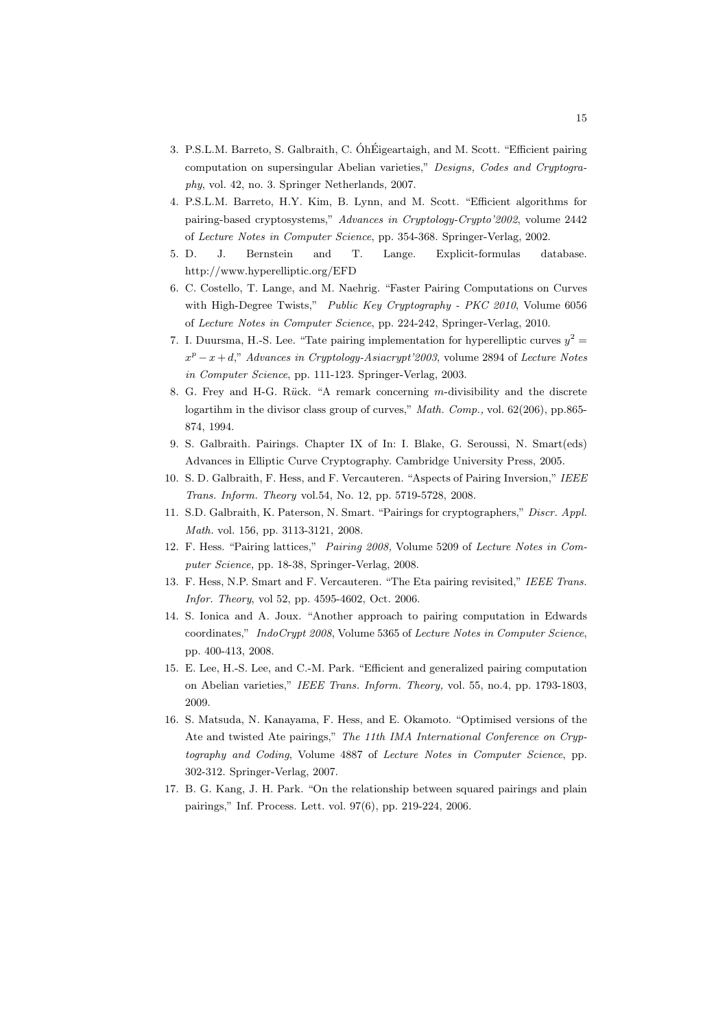3. P.S.L.M. Barreto, S. Galbraith, C. ÓhÉigeartaigh, and M. Scott. "Efficient pairing computation on supersingular Abelian varieties," *Designs, Codes and Cryptography*, vol. 42, no. 3. Springer Netherlands, 2007.
4. P.S.L.M. Barreto, H.Y. Kim, B. Lynn, and M. Scott. "Efficient algorithms for pairing-based cryptosystems," *Advances in Cryptology-Crypto'2002*, volume 2442 of *Lecture Notes in Computer Science*, pp. 354-368. Springer-Verlag, 2002.
5. D. J. Bernstein and T. Lange. Explicit-formulas database. http://www.hyperelliptic.org/EFD
6. C. Costello, T. Lange, and M. Naehrig. "Faster Pairing Computations on Curves with High-Degree Twists," *Public Key Cryptography - PKC 2010*, Volume 6056 of *Lecture Notes in Computer Science*, pp. 224-242, Springer-Verlag, 2010.
7. I. Duursma, H.-S. Lee. "Tate pairing implementation for hyperelliptic curves $y^2 = x^p - x + d$," *Advances in Cryptology-Asiacrypt'2003*, volume 2894 of *Lecture Notes in Computer Science*, pp. 111-123. Springer-Verlag, 2003.
8. G. Frey and H-G. Rück. "A remark concerning $m$-divisibility and the discrete logartihm in the divisor class group of curves," *Math. Comp.*, vol. 62(206), pp.865-874, 1994.
9. S. Galbraith. Pairings. Chapter IX of In: I. Blake, G. Seroussi, N. Smart(eds) Advances in Elliptic Curve Cryptography. Cambridge University Press, 2005.
10. S. D. Galbraith, F. Hess, and F. Vercauteren. "Aspects of Pairing Inversion," *IEEE Trans. Inform. Theory* vol.54, No. 12, pp. 5719-5728, 2008.
11. S.D. Galbraith, K. Paterson, N. Smart. "Pairings for cryptographers," *Discr. Appl. Math.* vol. 156, pp. 3113-3121, 2008.
12. F. Hess. "Pairing lattices," *Pairing 2008*, Volume 5209 of *Lecture Notes in Computer Science*, pp. 18-38, Springer-Verlag, 2008.
13. F. Hess, N.P. Smart and F. Vercauteren. "The Eta pairing revisited," *IEEE Trans. Infor. Theory*, vol 52, pp. 4595-4602, Oct. 2006.
14. S. Ionica and A. Joux. "Another approach to pairing computation in Edwards coordinates," *IndoCrypt 2008*, Volume 5365 of *Lecture Notes in Computer Science*, pp. 400-413, 2008.
15. E. Lee, H.-S. Lee, and C.-M. Park. "Efficient and generalized pairing computation on Abelian varieties," *IEEE Trans. Inform. Theory,* vol. 55, no.4, pp. 1793-1803, 2009.
16. S. Matsuda, N. Kanayama, F. Hess, and E. Okamoto. "Optimised versions of the Ate and twisted Ate pairings," *The 11th IMA International Conference on Cryptography and Coding*, Volume 4887 of *Lecture Notes in Computer Science*, pp. 302-312. Springer-Verlag, 2007.
17. B. G. Kang, J. H. Park. "On the relationship between squared pairings and plain pairings," Inf. Process. Lett. vol. 97(6), pp. 219-224, 2006.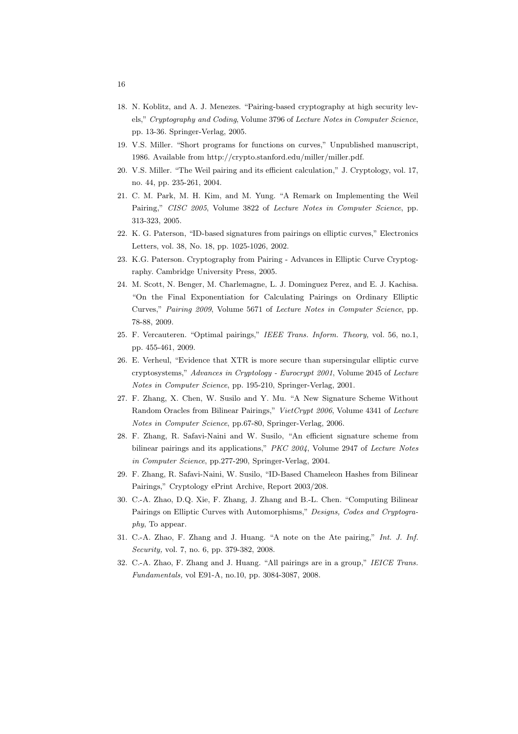18. N. Koblitz, and A. J. Menezes. "Pairing-based cryptography at high security levels," *Cryptography and Coding*, Volume 3796 of *Lecture Notes in Computer Science*, pp. 13-36. Springer-Verlag, 2005.
19. V.S. Miller. "Short programs for functions on curves," Unpublished manuscript, 1986. Available from http://crypto.stanford.edu/miller/miller.pdf.
20. V.S. Miller. "The Weil pairing and its efficient calculation," J. Cryptology, vol. 17, no. 44, pp. 235-261, 2004.
21. C. M. Park, M. H. Kim, and M. Yung. "A Remark on Implementing the Weil Pairing," *CISC 2005*, Volume 3822 of *Lecture Notes in Computer Science*, pp. 313-323, 2005.
22. K. G. Paterson, "ID-based signatures from pairings on elliptic curves," Electronics Letters, vol. 38, No. 18, pp. 1025-1026, 2002.
23. K.G. Paterson. Cryptography from Pairing - Advances in Elliptic Curve Cryptography. Cambridge University Press, 2005.
24. M. Scott, N. Benger, M. Charlemagne, L. J. Dominguez Perez, and E. J. Kachisa. "On the Final Exponentiation for Calculating Pairings on Ordinary Elliptic Curves," *Pairing 2009*, Volume 5671 of *Lecture Notes in Computer Science*, pp. 78-88, 2009.
25. F. Vercauteren. "Optimal pairings," *IEEE Trans. Inform. Theory,* vol. 56, no.1, pp. 455-461, 2009.
26. E. Verheul, "Evidence that XTR is more secure than supersingular elliptic curve cryptosystems," *Advances in Cryptology - Eurocrypt 2001*, Volume 2045 of *Lecture Notes in Computer Science*, pp. 195-210, Springer-Verlag, 2001.
27. F. Zhang, X. Chen, W. Susilo and Y. Mu. "A New Signature Scheme Without Random Oracles from Bilinear Pairings," *VietCrypt 2006*, Volume 4341 of *Lecture Notes in Computer Science*, pp.67-80, Springer-Verlag, 2006.
28. F. Zhang, R. Safavi-Naini and W. Susilo, "An efficient signature scheme from bilinear pairings and its applications," *PKC 2004*, Volume 2947 of *Lecture Notes in Computer Science*, pp.277-290, Springer-Verlag, 2004.
29. F. Zhang, R. Safavi-Naini, W. Susilo, "ID-Based Chameleon Hashes from Bilinear Pairings," Cryptology ePrint Archive, Report 2003/208.
30. C.-A. Zhao, D.Q. Xie, F. Zhang, J. Zhang and B.-L. Chen. "Computing Bilinear Pairings on Elliptic Curves with Automorphisms," *Designs, Codes and Cryptography*, To appear.
31. C.-A. Zhao, F. Zhang and J. Huang. "A note on the Ate pairing," *Int. J. Inf. Security,* vol. 7, no. 6, pp. 379-382, 2008.
32. C.-A. Zhao, F. Zhang and J. Huang. "All pairings are in a group," *IEICE Trans. Fundamentals,* vol E91-A, no.10, pp. 3084-3087, 2008.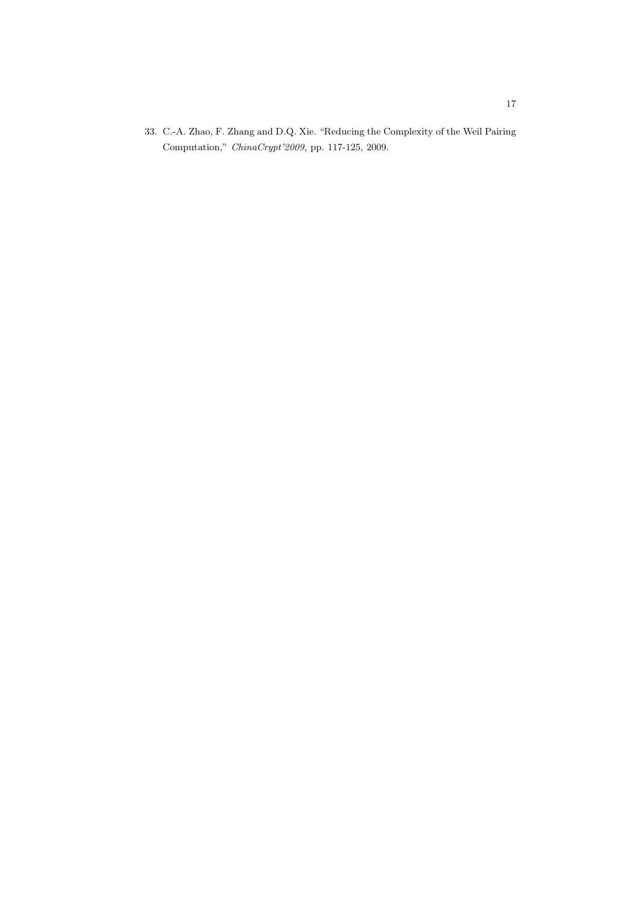33. C.-A. Zhao, F. Zhang and D.Q. Xie. "Reducing the Complexity of the Weil Pairing Computation," *ChinaCrypt'2009*, pp. 117-125, 2009.